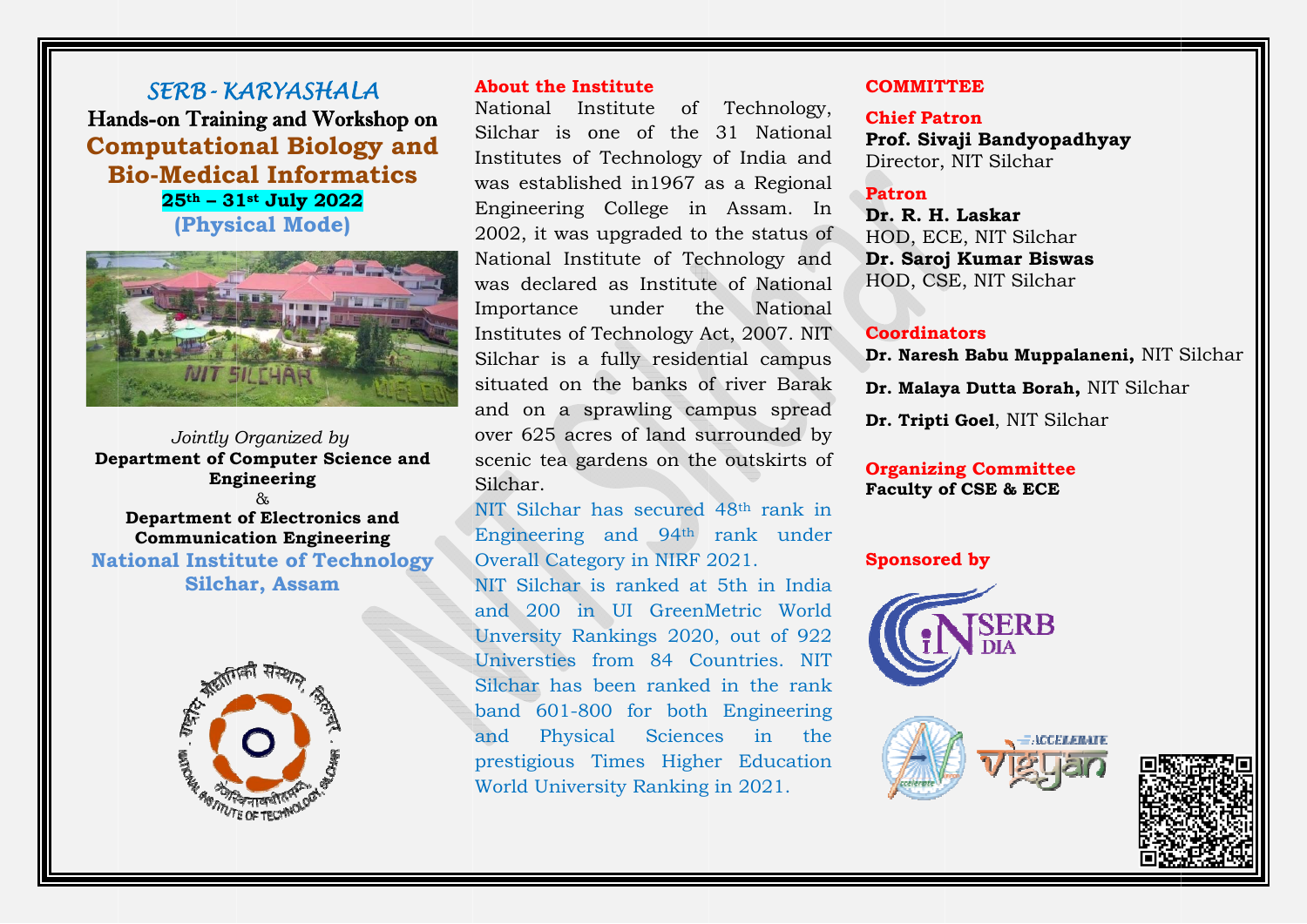# *SERB - KARYASHALA*

## Hands-on Training and Workshop on Computational Biology and Bio-Medical Informatics

**25th – 31st July 2022**

**(Physical Mode)**

*Jointly Organized by*

**Department of Computer Science and Engineering**

&

**Department of Electronics and Communication Engineering**

**National Institute of Technology Silchar, Assam**

### About the Institute

National Institute of Technology, Silchar is one of the 31 National Institutes of Technology of India and was established in1967 as a Regional Engineering College in Assam. In 2002, it was upgraded to the status of National Institute of Technology and was declared as Institute of National Importance under the National Institutes of Technology Act, 2007. NIT Silchar is a fully residential campus situated on the banks of river Barak and on a sprawling campus spread over 625 acres of land surrounded by scenic tea gardens on the outskirts of Silchar.

NIT Silchar has secured 48th rank in Engineering and 94th rank under Overall Category in NIRF 2021.

NIT Silchar is ranked at 5th in India and 200 in UI GreenMetric World Unversity Rankings 2020, out of 922 Universties from 84 Countries. NIT Silchar has been ranked in the rank band 601-800 for both Engineering and Physical Sciences in the prestigious Times Higher Education World University Ranking in 2021.

### COMMITTEE

**Chief Patron**

**Prof. Sivaji Bandyopadhyay**
Director, NIT Silchar

**Patron**

**Dr. R. H. Laskar**
HOD, ECE, NIT Silchar

**Dr. Saroj Kumar Biswas**
HOD, CSE, NIT Silchar

**Coordinators**

**Dr. Naresh Babu Muppalaneni,** NIT Silchar

**Dr. Malaya Dutta Borah,** NIT Silchar

**Dr. Tripti Goel**, NIT Silchar

**Organizing Committee**

**Faculty of CSE & ECE**

**Sponsored by**

SERB INDIA

ACCELERATE VIGYAN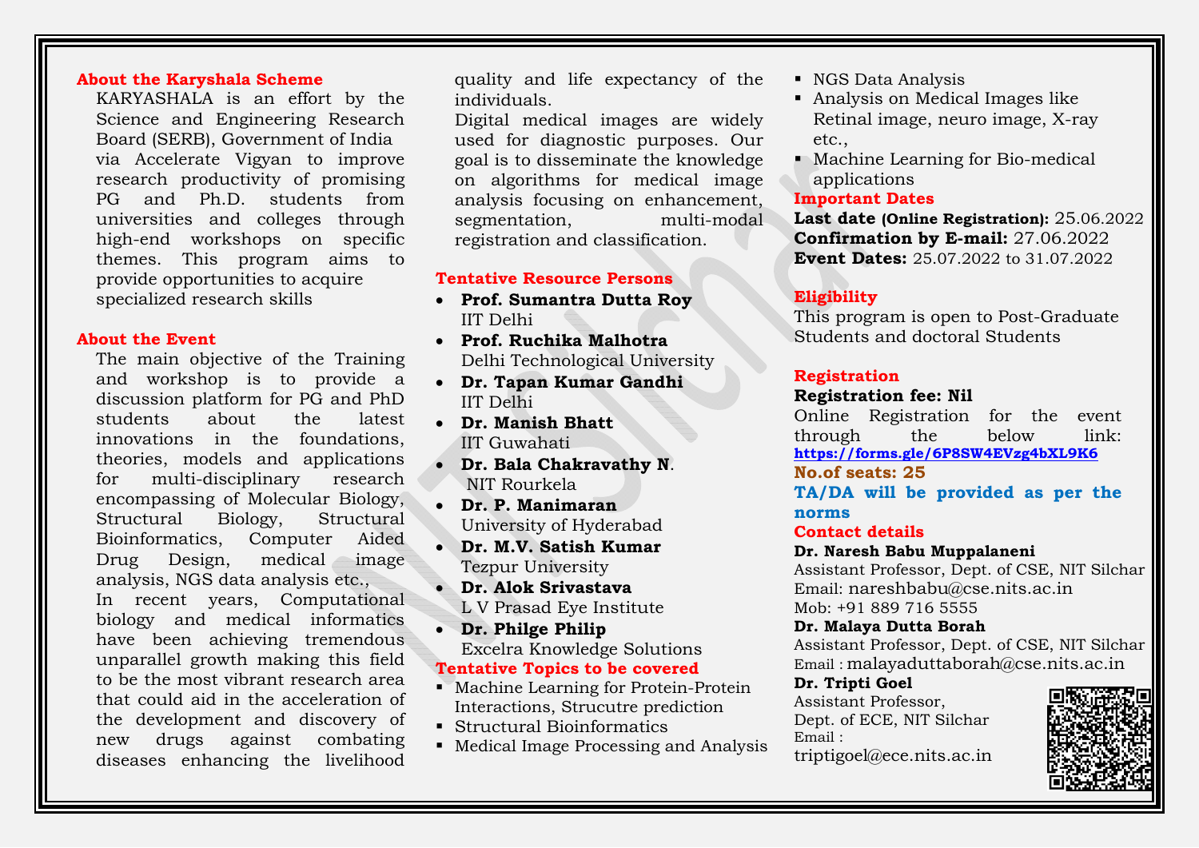## About the Karyshala Scheme

KARYASHALA is an effort by the Science and Engineering Research Board (SERB), Government of India via Accelerate Vigyan to improve research productivity of promising PG and Ph.D. students from universities and colleges through high-end workshops on specific themes. This program aims to provide opportunities to acquire specialized research skills

## About the Event

The main objective of the Training and workshop is to provide a discussion platform for PG and PhD students about the latest innovations in the foundations, theories, models and applications for multi-disciplinary research encompassing of Molecular Biology, Structural Biology, Structural Bioinformatics, Computer Aided Drug Design, medical image analysis, NGS data analysis etc.,

In recent years, Computational biology and medical informatics have been achieving tremendous unparallel growth making this field to be the most vibrant research area that could aid in the acceleration of the development and discovery of new drugs against combating diseases enhancing the livelihood quality and life expectancy of the individuals.

Digital medical images are widely used for diagnostic purposes. Our goal is to disseminate the knowledge on algorithms for medical image analysis focusing on enhancement, segmentation, multi-modal registration and classification.

## Tentative Resource Persons

- **Prof. Sumantra Dutta Roy**
  IIT Delhi
- **Prof. Ruchika Malhotra**
  Delhi Technological University
- **Dr. Tapan Kumar Gandhi**
  IIT Delhi
- **Dr. Manish Bhatt**
  IIT Guwahati
- **Dr. Bala Chakravathy N**.
  NIT Rourkela
- **Dr. P. Manimaran**
  University of Hyderabad
- **Dr. M.V. Satish Kumar**
  Tezpur University
- **Dr. Alok Srivastava**
  L V Prasad Eye Institute
- **Dr. Philge Philip**
  Excelra Knowledge Solutions

## Tentative Topics to be covered

- Machine Learning for Protein-Protein Interactions, Strucutre prediction
- Structural Bioinformatics
- Medical Image Processing and Analysis
- NGS Data Analysis
- Analysis on Medical Images like Retinal image, neuro image, X-ray etc.,
- Machine Learning for Bio-medical applications

## Important Dates

**Last date (Online Registration):** 25.06.2022
**Confirmation by E-mail:** 27.06.2022
**Event Dates:** 25.07.2022 to 31.07.2022

## Eligibility

This program is open to Post-Graduate Students and doctoral Students

## Registration

**Registration fee: Nil**

Online Registration for the event through the below link: **https://forms.gle/6P8SW4EVzg4bXL9K6**

**No.of seats: 25**

**TA/DA will be provided as per the norms**

## Contact details

**Dr. Naresh Babu Muppalaneni**
Assistant Professor, Dept. of CSE, NIT Silchar
Email: nareshbabu@cse.nits.ac.in
Mob: +91 889 716 5555

**Dr. Malaya Dutta Borah**
Assistant Professor, Dept. of CSE, NIT Silchar
Email : malayaduttaborah@cse.nits.ac.in

**Dr. Tripti Goel**
Assistant Professor,
Dept. of ECE, NIT Silchar
Email :
triptigoel@ece.nits.ac.in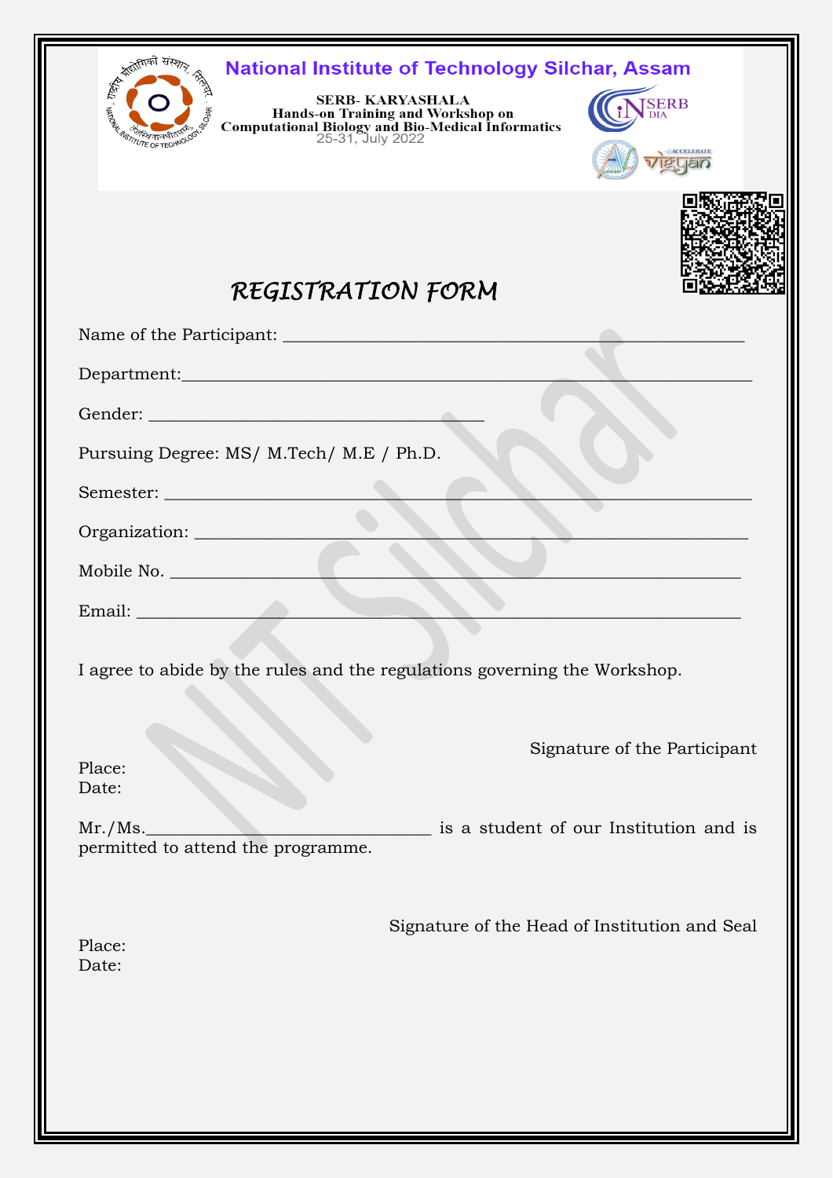National Institute of Technology Silchar, Assam

SERB- KARYASHALA
Hands-on Training and Workshop on
Computational Biology and Bio-Medical Informatics
25-31, July 2022

# REGISTRATION FORM

Name of the Participant: ____________________________________________

Department:________________________________________________________

Gender: ________________________________

Pursuing Degree: MS/ M.Tech/ M.E / Ph.D.

Semester: ________________________________________________________

Organization: _____________________________________________________

Mobile No. ______________________________________________________

Email: __________________________________________________________

I agree to abide by the rules and the regulations governing the Workshop.

Signature of the Participant

Place:
Date:

Mr./Ms.______________________________ is a student of our Institution and is permitted to attend the programme.

Signature of the Head of Institution and Seal

Place:
Date: